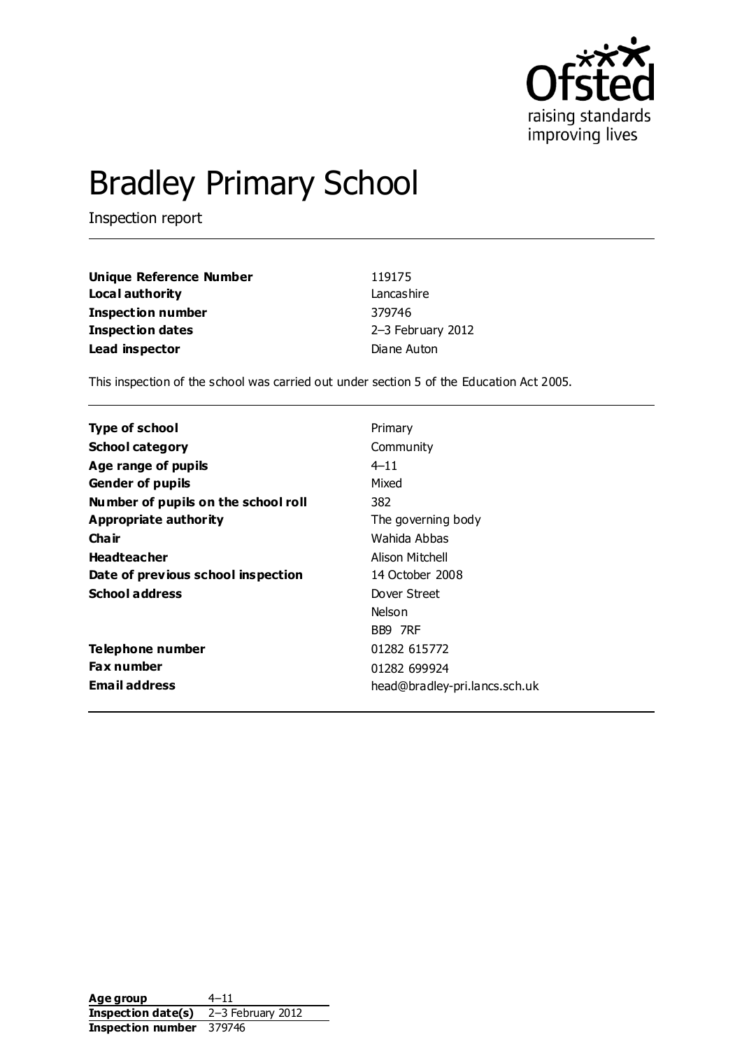# Bradley Primary School

Inspection report

| | |
|---|---|
| **Unique Reference Number** | 119175 |
| **Local authority** | Lancashire |
| **Inspection number** | 379746 |
| **Inspection dates** | 2–3 February 2012 |
| **Lead inspector** | Diane Auton |

This inspection of the school was carried out under section 5 of the Education Act 2005.

| | |
|---|---|
| **Type of school** | Primary |
| **School category** | Community |
| **Age range of pupils** | 4–11 |
| **Gender of pupils** | Mixed |
| **Number of pupils on the school roll** | 382 |
| **Appropriate authority** | The governing body |
| **Chair** | Wahida Abbas |
| **Headteacher** | Alison Mitchell |
| **Date of previous school inspection** | 14 October 2008 |
| **School address** | Dover Street<br>Nelson<br>BB9 7RF |
| **Telephone number** | 01282 615772 |
| **Fax number** | 01282 699924 |
| **Email address** | head@bradley-pri.lancs.sch.uk |

| | |
|---|---|
| **Age group** | 4–11 |
| **Inspection date(s)** | 2–3 February 2012 |
| **Inspection number** | 379746 |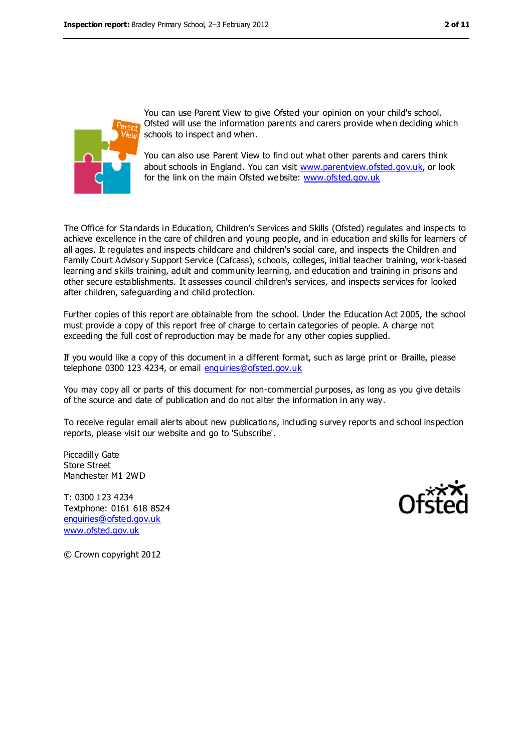You can use Parent View to give Ofsted your opinion on your child's school. Ofsted will use the information parents and carers provide when deciding which schools to inspect and when.

You can also use Parent View to find out what other parents and carers think about schools in England. You can visit www.parentview.ofsted.gov.uk, or look for the link on the main Ofsted website: www.ofsted.gov.uk

The Office for Standards in Education, Children's Services and Skills (Ofsted) regulates and inspects to achieve excellence in the care of children and young people, and in education and skills for learners of all ages. It regulates and inspects childcare and children's social care, and inspects the Children and Family Court Advisory Support Service (Cafcass), schools, colleges, initial teacher training, work-based learning and skills training, adult and community learning, and education and training in prisons and other secure establishments. It assesses council children's services, and inspects services for looked after children, safeguarding and child protection.

Further copies of this report are obtainable from the school. Under the Education Act 2005, the school must provide a copy of this report free of charge to certain categories of people. A charge not exceeding the full cost of reproduction may be made for any other copies supplied.

If you would like a copy of this document in a different format, such as large print or Braille, please telephone 0300 123 4234, or email enquiries@ofsted.gov.uk

You may copy all or parts of this document for non-commercial purposes, as long as you give details of the source and date of publication and do not alter the information in any way.

To receive regular email alerts about new publications, including survey reports and school inspection reports, please visit our website and go to 'Subscribe'.

Piccadilly Gate
Store Street
Manchester M1 2WD

T: 0300 123 4234
Textphone: 0161 618 8524
enquiries@ofsted.gov.uk
www.ofsted.gov.uk

© Crown copyright 2012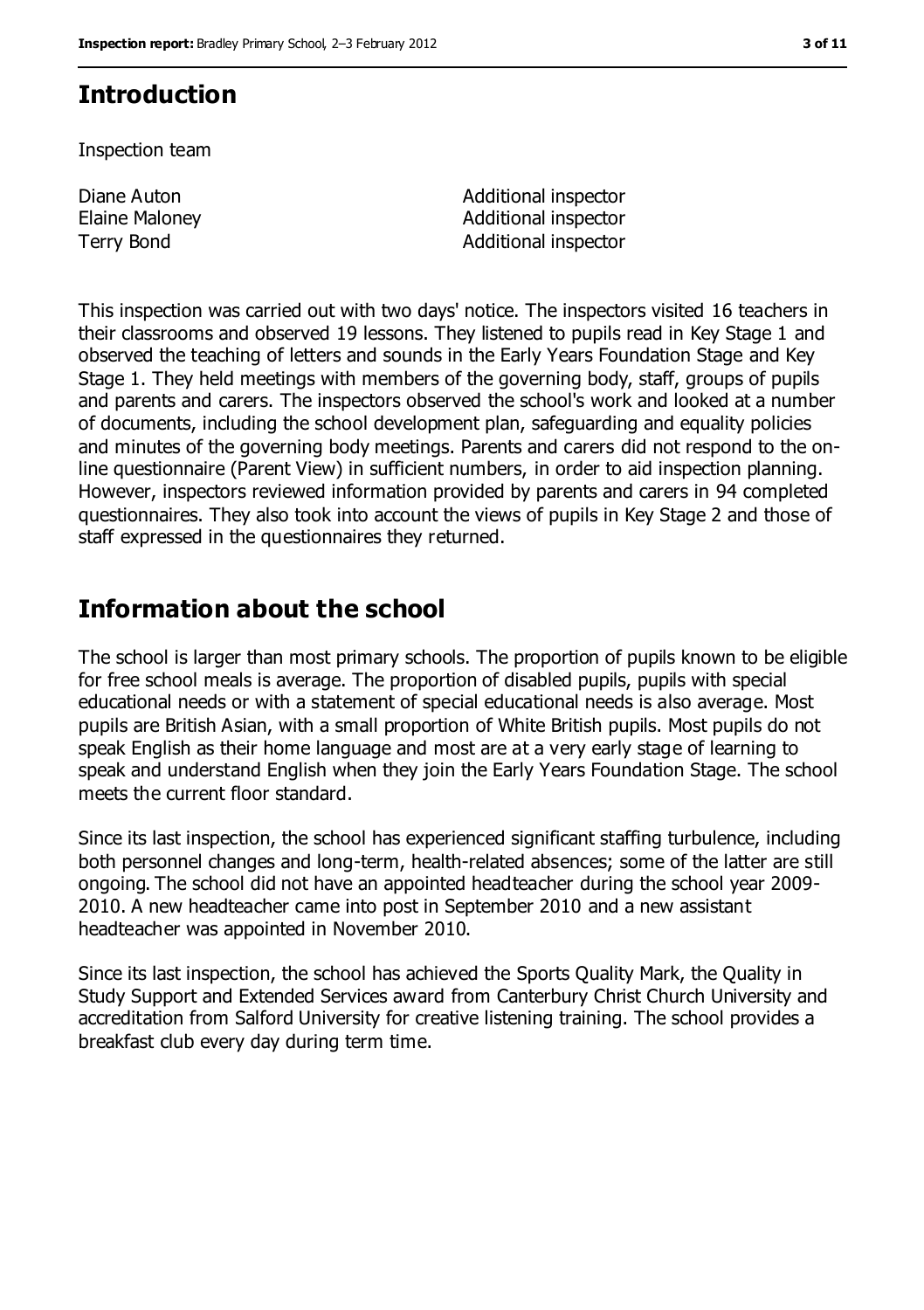## Introduction

Inspection team

| | |
|---|---|
| Diane Auton | Additional inspector |
| Elaine Maloney | Additional inspector |
| Terry Bond | Additional inspector |

This inspection was carried out with two days' notice. The inspectors visited 16 teachers in their classrooms and observed 19 lessons. They listened to pupils read in Key Stage 1 and observed the teaching of letters and sounds in the Early Years Foundation Stage and Key Stage 1. They held meetings with members of the governing body, staff, groups of pupils and parents and carers. The inspectors observed the school's work and looked at a number of documents, including the school development plan, safeguarding and equality policies and minutes of the governing body meetings. Parents and carers did not respond to the on-line questionnaire (Parent View) in sufficient numbers, in order to aid inspection planning. However, inspectors reviewed information provided by parents and carers in 94 completed questionnaires. They also took into account the views of pupils in Key Stage 2 and those of staff expressed in the questionnaires they returned.

## Information about the school

The school is larger than most primary schools. The proportion of pupils known to be eligible for free school meals is average. The proportion of disabled pupils, pupils with special educational needs or with a statement of special educational needs is also average. Most pupils are British Asian, with a small proportion of White British pupils. Most pupils do not speak English as their home language and most are at a very early stage of learning to speak and understand English when they join the Early Years Foundation Stage. The school meets the current floor standard.

Since its last inspection, the school has experienced significant staffing turbulence, including both personnel changes and long-term, health-related absences; some of the latter are still ongoing. The school did not have an appointed headteacher during the school year 2009-2010. A new headteacher came into post in September 2010 and a new assistant headteacher was appointed in November 2010.

Since its last inspection, the school has achieved the Sports Quality Mark, the Quality in Study Support and Extended Services award from Canterbury Christ Church University and accreditation from Salford University for creative listening training. The school provides a breakfast club every day during term time.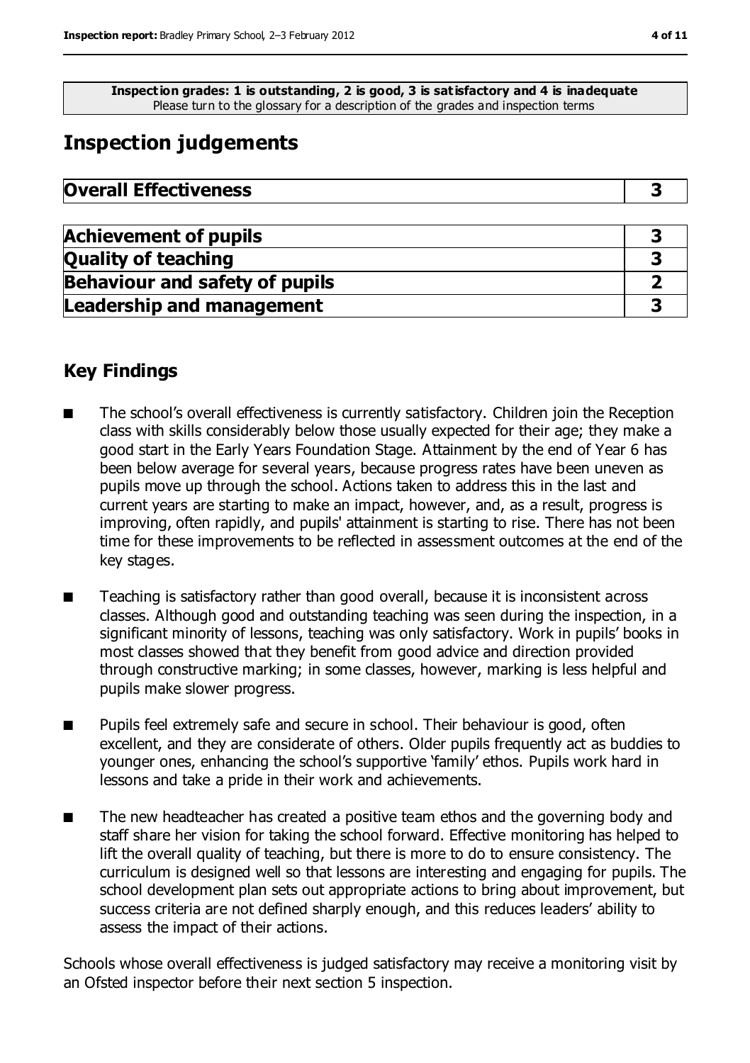**Inspection grades: 1 is outstanding, 2 is good, 3 is satisfactory and 4 is inadequate**
Please turn to the glossary for a description of the grades and inspection terms

## Inspection judgements

| Overall Effectiveness | 3 |
|---|---|

| Achievement of pupils | 3 |
|---|---|
| Quality of teaching | 3 |
| Behaviour and safety of pupils | 2 |
| Leadership and management | 3 |

### Key Findings

- The school's overall effectiveness is currently satisfactory. Children join the Reception class with skills considerably below those usually expected for their age; they make a good start in the Early Years Foundation Stage. Attainment by the end of Year 6 has been below average for several years, because progress rates have been uneven as pupils move up through the school. Actions taken to address this in the last and current years are starting to make an impact, however, and, as a result, progress is improving, often rapidly, and pupils' attainment is starting to rise. There has not been time for these improvements to be reflected in assessment outcomes at the end of the key stages.
- Teaching is satisfactory rather than good overall, because it is inconsistent across classes. Although good and outstanding teaching was seen during the inspection, in a significant minority of lessons, teaching was only satisfactory. Work in pupils' books in most classes showed that they benefit from good advice and direction provided through constructive marking; in some classes, however, marking is less helpful and pupils make slower progress.
- Pupils feel extremely safe and secure in school. Their behaviour is good, often excellent, and they are considerate of others. Older pupils frequently act as buddies to younger ones, enhancing the school's supportive 'family' ethos. Pupils work hard in lessons and take a pride in their work and achievements.
- The new headteacher has created a positive team ethos and the governing body and staff share her vision for taking the school forward. Effective monitoring has helped to lift the overall quality of teaching, but there is more to do to ensure consistency. The curriculum is designed well so that lessons are interesting and engaging for pupils. The school development plan sets out appropriate actions to bring about improvement, but success criteria are not defined sharply enough, and this reduces leaders' ability to assess the impact of their actions.

Schools whose overall effectiveness is judged satisfactory may receive a monitoring visit by an Ofsted inspector before their next section 5 inspection.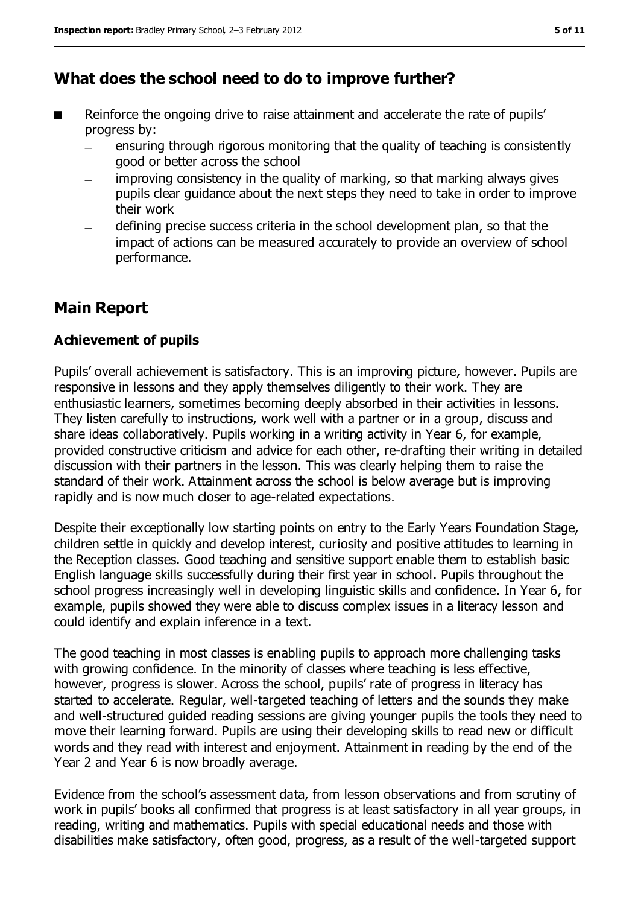## What does the school need to do to improve further?

- Reinforce the ongoing drive to raise attainment and accelerate the rate of pupils' progress by:
  - ensuring through rigorous monitoring that the quality of teaching is consistently good or better across the school
  - improving consistency in the quality of marking, so that marking always gives pupils clear guidance about the next steps they need to take in order to improve their work
  - defining precise success criteria in the school development plan, so that the impact of actions can be measured accurately to provide an overview of school performance.

## Main Report

### Achievement of pupils

Pupils' overall achievement is satisfactory. This is an improving picture, however. Pupils are responsive in lessons and they apply themselves diligently to their work. They are enthusiastic learners, sometimes becoming deeply absorbed in their activities in lessons. They listen carefully to instructions, work well with a partner or in a group, discuss and share ideas collaboratively. Pupils working in a writing activity in Year 6, for example, provided constructive criticism and advice for each other, re-drafting their writing in detailed discussion with their partners in the lesson. This was clearly helping them to raise the standard of their work. Attainment across the school is below average but is improving rapidly and is now much closer to age-related expectations.

Despite their exceptionally low starting points on entry to the Early Years Foundation Stage, children settle in quickly and develop interest, curiosity and positive attitudes to learning in the Reception classes. Good teaching and sensitive support enable them to establish basic English language skills successfully during their first year in school. Pupils throughout the school progress increasingly well in developing linguistic skills and confidence. In Year 6, for example, pupils showed they were able to discuss complex issues in a literacy lesson and could identify and explain inference in a text.

The good teaching in most classes is enabling pupils to approach more challenging tasks with growing confidence. In the minority of classes where teaching is less effective, however, progress is slower. Across the school, pupils' rate of progress in literacy has started to accelerate. Regular, well-targeted teaching of letters and the sounds they make and well-structured guided reading sessions are giving younger pupils the tools they need to move their learning forward. Pupils are using their developing skills to read new or difficult words and they read with interest and enjoyment. Attainment in reading by the end of the Year 2 and Year 6 is now broadly average.

Evidence from the school's assessment data, from lesson observations and from scrutiny of work in pupils' books all confirmed that progress is at least satisfactory in all year groups, in reading, writing and mathematics. Pupils with special educational needs and those with disabilities make satisfactory, often good, progress, as a result of the well-targeted support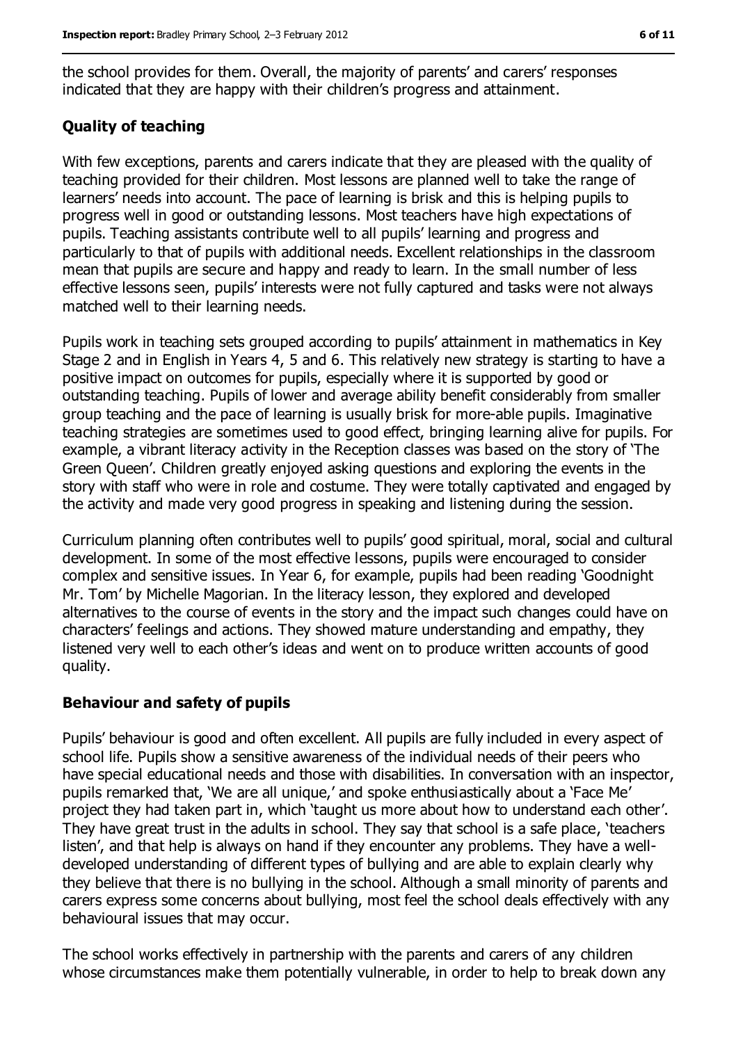the school provides for them. Overall, the majority of parents' and carers' responses indicated that they are happy with their children's progress and attainment.

### Quality of teaching

With few exceptions, parents and carers indicate that they are pleased with the quality of teaching provided for their children. Most lessons are planned well to take the range of learners' needs into account. The pace of learning is brisk and this is helping pupils to progress well in good or outstanding lessons. Most teachers have high expectations of pupils. Teaching assistants contribute well to all pupils' learning and progress and particularly to that of pupils with additional needs. Excellent relationships in the classroom mean that pupils are secure and happy and ready to learn. In the small number of less effective lessons seen, pupils' interests were not fully captured and tasks were not always matched well to their learning needs.

Pupils work in teaching sets grouped according to pupils' attainment in mathematics in Key Stage 2 and in English in Years 4, 5 and 6. This relatively new strategy is starting to have a positive impact on outcomes for pupils, especially where it is supported by good or outstanding teaching. Pupils of lower and average ability benefit considerably from smaller group teaching and the pace of learning is usually brisk for more-able pupils. Imaginative teaching strategies are sometimes used to good effect, bringing learning alive for pupils. For example, a vibrant literacy activity in the Reception classes was based on the story of 'The Green Queen'. Children greatly enjoyed asking questions and exploring the events in the story with staff who were in role and costume. They were totally captivated and engaged by the activity and made very good progress in speaking and listening during the session.

Curriculum planning often contributes well to pupils' good spiritual, moral, social and cultural development. In some of the most effective lessons, pupils were encouraged to consider complex and sensitive issues. In Year 6, for example, pupils had been reading 'Goodnight Mr. Tom' by Michelle Magorian. In the literacy lesson, they explored and developed alternatives to the course of events in the story and the impact such changes could have on characters' feelings and actions. They showed mature understanding and empathy, they listened very well to each other's ideas and went on to produce written accounts of good quality.

### Behaviour and safety of pupils

Pupils' behaviour is good and often excellent. All pupils are fully included in every aspect of school life. Pupils show a sensitive awareness of the individual needs of their peers who have special educational needs and those with disabilities. In conversation with an inspector, pupils remarked that, 'We are all unique,' and spoke enthusiastically about a 'Face Me' project they had taken part in, which 'taught us more about how to understand each other'. They have great trust in the adults in school. They say that school is a safe place, 'teachers listen', and that help is always on hand if they encounter any problems. They have a well-developed understanding of different types of bullying and are able to explain clearly why they believe that there is no bullying in the school. Although a small minority of parents and carers express some concerns about bullying, most feel the school deals effectively with any behavioural issues that may occur.

The school works effectively in partnership with the parents and carers of any children whose circumstances make them potentially vulnerable, in order to help to break down any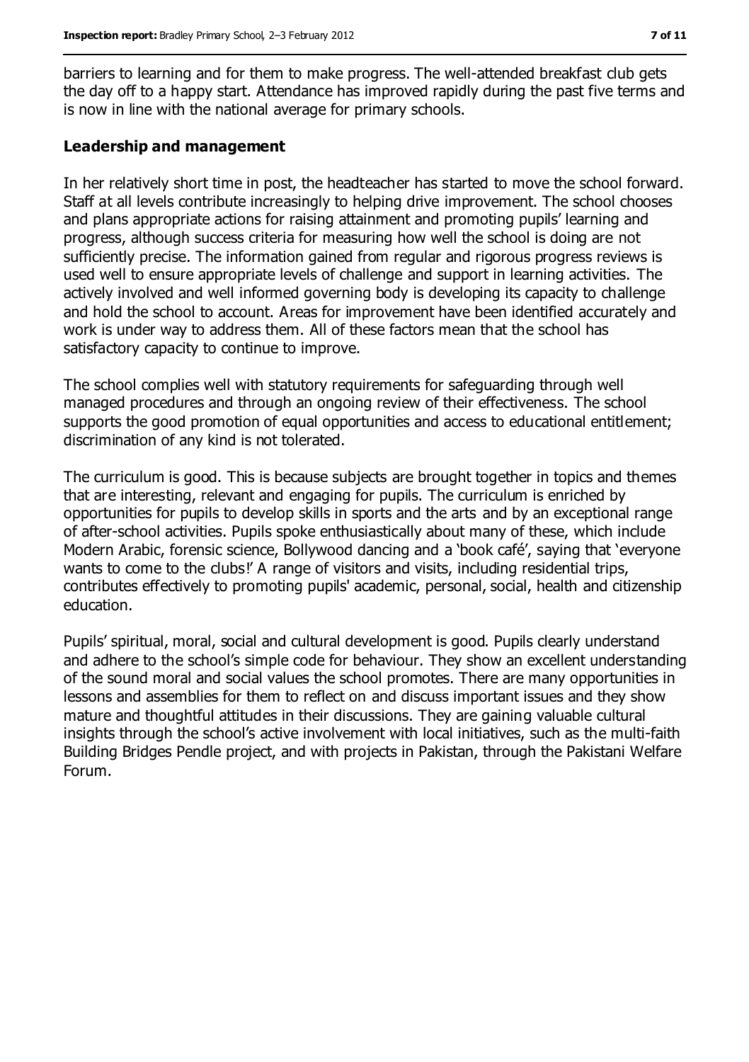barriers to learning and for them to make progress. The well-attended breakfast club gets the day off to a happy start. Attendance has improved rapidly during the past five terms and is now in line with the national average for primary schools.

### Leadership and management

In her relatively short time in post, the headteacher has started to move the school forward. Staff at all levels contribute increasingly to helping drive improvement. The school chooses and plans appropriate actions for raising attainment and promoting pupils' learning and progress, although success criteria for measuring how well the school is doing are not sufficiently precise. The information gained from regular and rigorous progress reviews is used well to ensure appropriate levels of challenge and support in learning activities. The actively involved and well informed governing body is developing its capacity to challenge and hold the school to account. Areas for improvement have been identified accurately and work is under way to address them. All of these factors mean that the school has satisfactory capacity to continue to improve.

The school complies well with statutory requirements for safeguarding through well managed procedures and through an ongoing review of their effectiveness. The school supports the good promotion of equal opportunities and access to educational entitlement; discrimination of any kind is not tolerated.

The curriculum is good. This is because subjects are brought together in topics and themes that are interesting, relevant and engaging for pupils. The curriculum is enriched by opportunities for pupils to develop skills in sports and the arts and by an exceptional range of after-school activities. Pupils spoke enthusiastically about many of these, which include Modern Arabic, forensic science, Bollywood dancing and a 'book café', saying that 'everyone wants to come to the clubs!' A range of visitors and visits, including residential trips, contributes effectively to promoting pupils' academic, personal, social, health and citizenship education.

Pupils' spiritual, moral, social and cultural development is good. Pupils clearly understand and adhere to the school's simple code for behaviour. They show an excellent understanding of the sound moral and social values the school promotes. There are many opportunities in lessons and assemblies for them to reflect on and discuss important issues and they show mature and thoughtful attitudes in their discussions. They are gaining valuable cultural insights through the school's active involvement with local initiatives, such as the multi-faith Building Bridges Pendle project, and with projects in Pakistan, through the Pakistani Welfare Forum.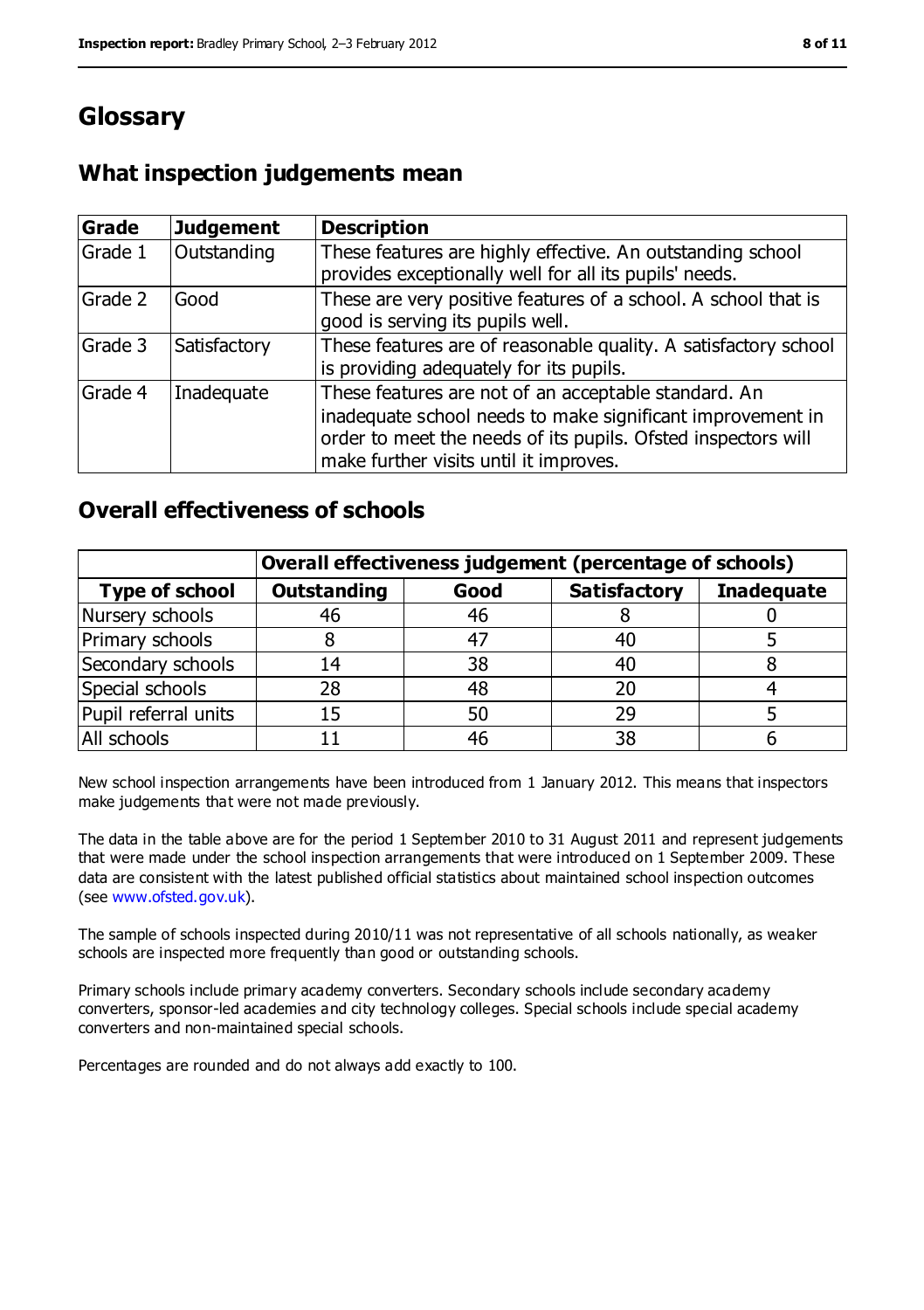# Glossary

## What inspection judgements mean

| Grade | Judgement | Description |
|---|---|---|
| Grade 1 | Outstanding | These features are highly effective. An outstanding school provides exceptionally well for all its pupils' needs. |
| Grade 2 | Good | These are very positive features of a school. A school that is good is serving its pupils well. |
| Grade 3 | Satisfactory | These features are of reasonable quality. A satisfactory school is providing adequately for its pupils. |
| Grade 4 | Inadequate | These features are not of an acceptable standard. An inadequate school needs to make significant improvement in order to meet the needs of its pupils. Ofsted inspectors will make further visits until it improves. |

## Overall effectiveness of schools

| | Overall effectiveness judgement (percentage of schools) | | | |
|---|---|---|---|---|
| **Type of school** | **Outstanding** | **Good** | **Satisfactory** | **Inadequate** |
| Nursery schools | 46 | 46 | 8 | 0 |
| Primary schools | 8 | 47 | 40 | 5 |
| Secondary schools | 14 | 38 | 40 | 8 |
| Special schools | 28 | 48 | 20 | 4 |
| Pupil referral units | 15 | 50 | 29 | 5 |
| All schools | 11 | 46 | 38 | 6 |

New school inspection arrangements have been introduced from 1 January 2012. This means that inspectors make judgements that were not made previously.

The data in the table above are for the period 1 September 2010 to 31 August 2011 and represent judgements that were made under the school inspection arrangements that were introduced on 1 September 2009. These data are consistent with the latest published official statistics about maintained school inspection outcomes (see www.ofsted.gov.uk).

The sample of schools inspected during 2010/11 was not representative of all schools nationally, as weaker schools are inspected more frequently than good or outstanding schools.

Primary schools include primary academy converters. Secondary schools include secondary academy converters, sponsor-led academies and city technology colleges. Special schools include special academy converters and non-maintained special schools.

Percentages are rounded and do not always add exactly to 100.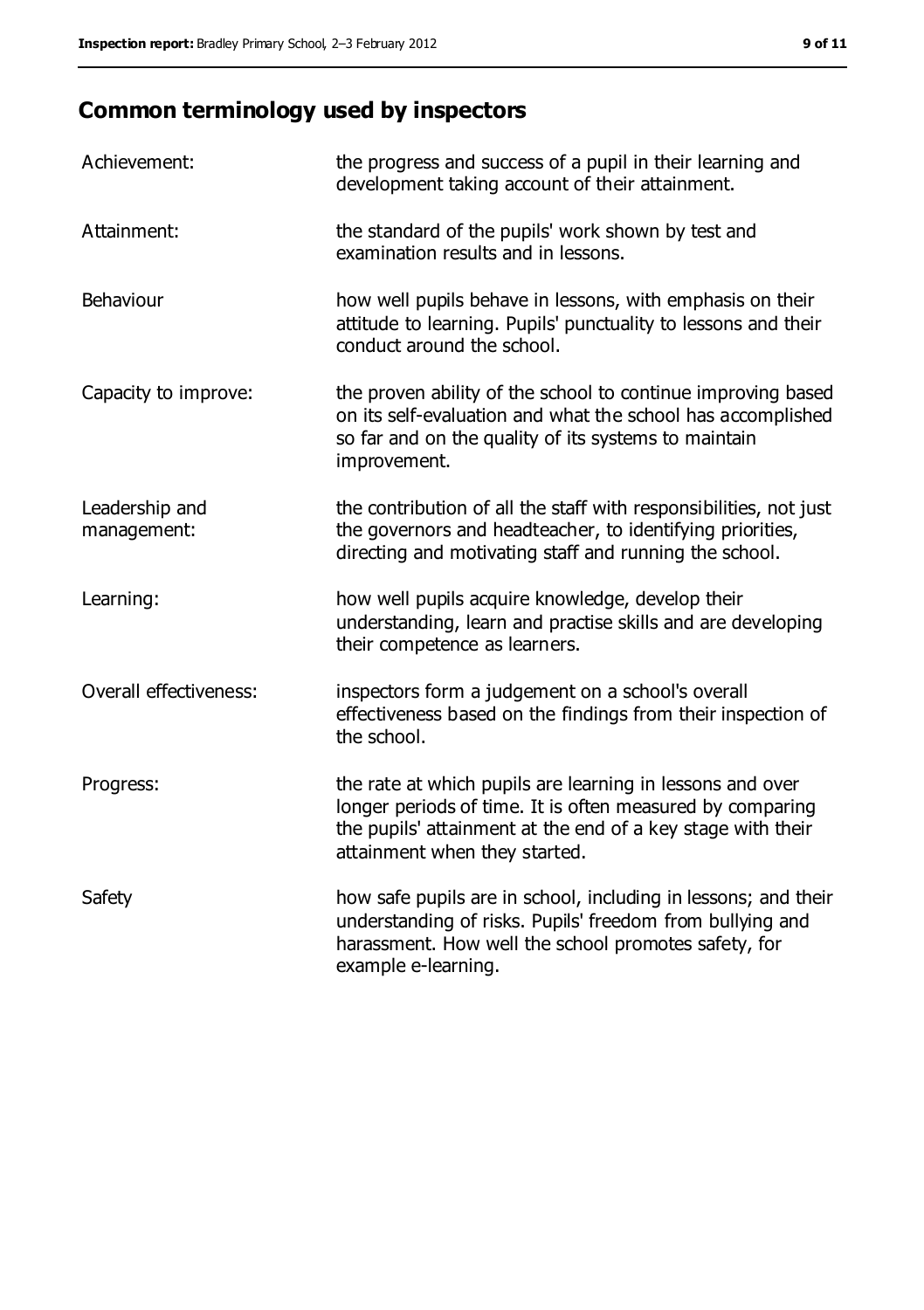## Common terminology used by inspectors

| | |
|---|---|
| Achievement: | the progress and success of a pupil in their learning and development taking account of their attainment. |
| Attainment: | the standard of the pupils' work shown by test and examination results and in lessons. |
| Behaviour | how well pupils behave in lessons, with emphasis on their attitude to learning. Pupils' punctuality to lessons and their conduct around the school. |
| Capacity to improve: | the proven ability of the school to continue improving based on its self-evaluation and what the school has accomplished so far and on the quality of its systems to maintain improvement. |
| Leadership and management: | the contribution of all the staff with responsibilities, not just the governors and headteacher, to identifying priorities, directing and motivating staff and running the school. |
| Learning: | how well pupils acquire knowledge, develop their understanding, learn and practise skills and are developing their competence as learners. |
| Overall effectiveness: | inspectors form a judgement on a school's overall effectiveness based on the findings from their inspection of the school. |
| Progress: | the rate at which pupils are learning in lessons and over longer periods of time. It is often measured by comparing the pupils' attainment at the end of a key stage with their attainment when they started. |
| Safety | how safe pupils are in school, including in lessons; and their understanding of risks. Pupils' freedom from bullying and harassment. How well the school promotes safety, for example e-learning. |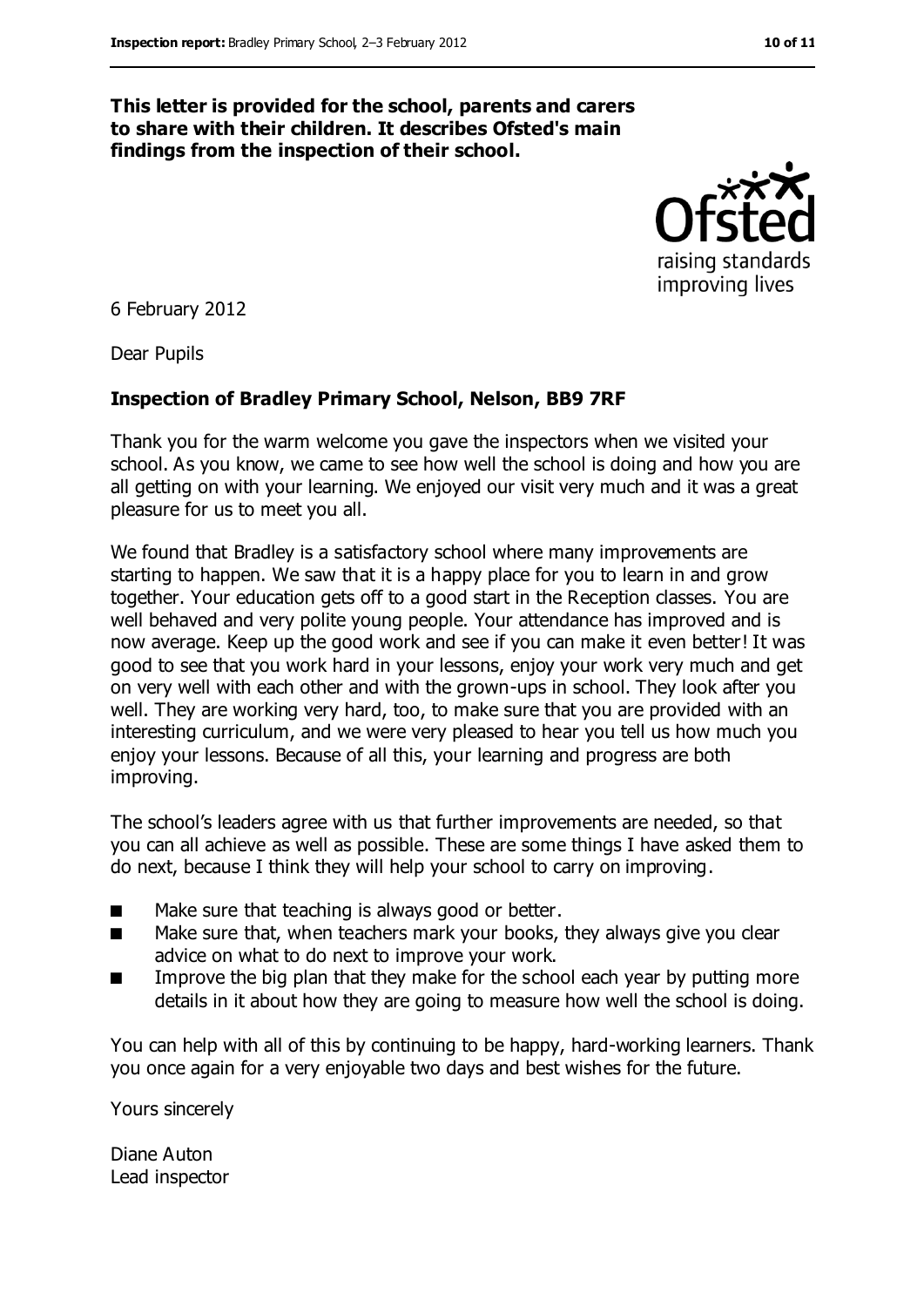**This letter is provided for the school, parents and carers to share with their children. It describes Ofsted's main findings from the inspection of their school.**

6 February 2012

Dear Pupils

**Inspection of Bradley Primary School, Nelson, BB9 7RF**

Thank you for the warm welcome you gave the inspectors when we visited your school. As you know, we came to see how well the school is doing and how you are all getting on with your learning. We enjoyed our visit very much and it was a great pleasure for us to meet you all.

We found that Bradley is a satisfactory school where many improvements are starting to happen. We saw that it is a happy place for you to learn in and grow together. Your education gets off to a good start in the Reception classes. You are well behaved and very polite young people. Your attendance has improved and is now average. Keep up the good work and see if you can make it even better! It was good to see that you work hard in your lessons, enjoy your work very much and get on very well with each other and with the grown-ups in school. They look after you well. They are working very hard, too, to make sure that you are provided with an interesting curriculum, and we were very pleased to hear you tell us how much you enjoy your lessons. Because of all this, your learning and progress are both improving.

The school's leaders agree with us that further improvements are needed, so that you can all achieve as well as possible. These are some things I have asked them to do next, because I think they will help your school to carry on improving.

- Make sure that teaching is always good or better.
- Make sure that, when teachers mark your books, they always give you clear advice on what to do next to improve your work.
- Improve the big plan that they make for the school each year by putting more details in it about how they are going to measure how well the school is doing.

You can help with all of this by continuing to be happy, hard-working learners. Thank you once again for a very enjoyable two days and best wishes for the future.

Yours sincerely

Diane Auton
Lead inspector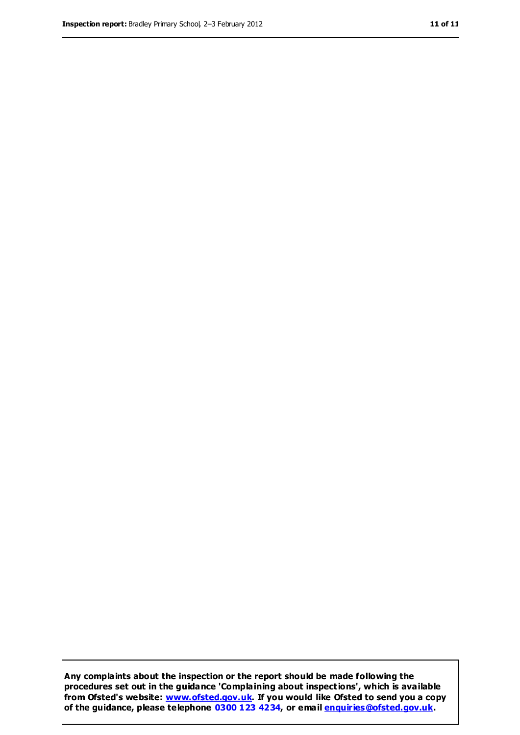**Any complaints about the inspection or the report should be made following the procedures set out in the guidance 'Complaining about inspections', which is available from Ofsted's website: [www.ofsted.gov.uk](http://www.ofsted.gov.uk). If you would like Ofsted to send you a copy of the guidance, please telephone 0300 123 4234, or email [enquiries@ofsted.gov.uk](mailto:enquiries@ofsted.gov.uk).**